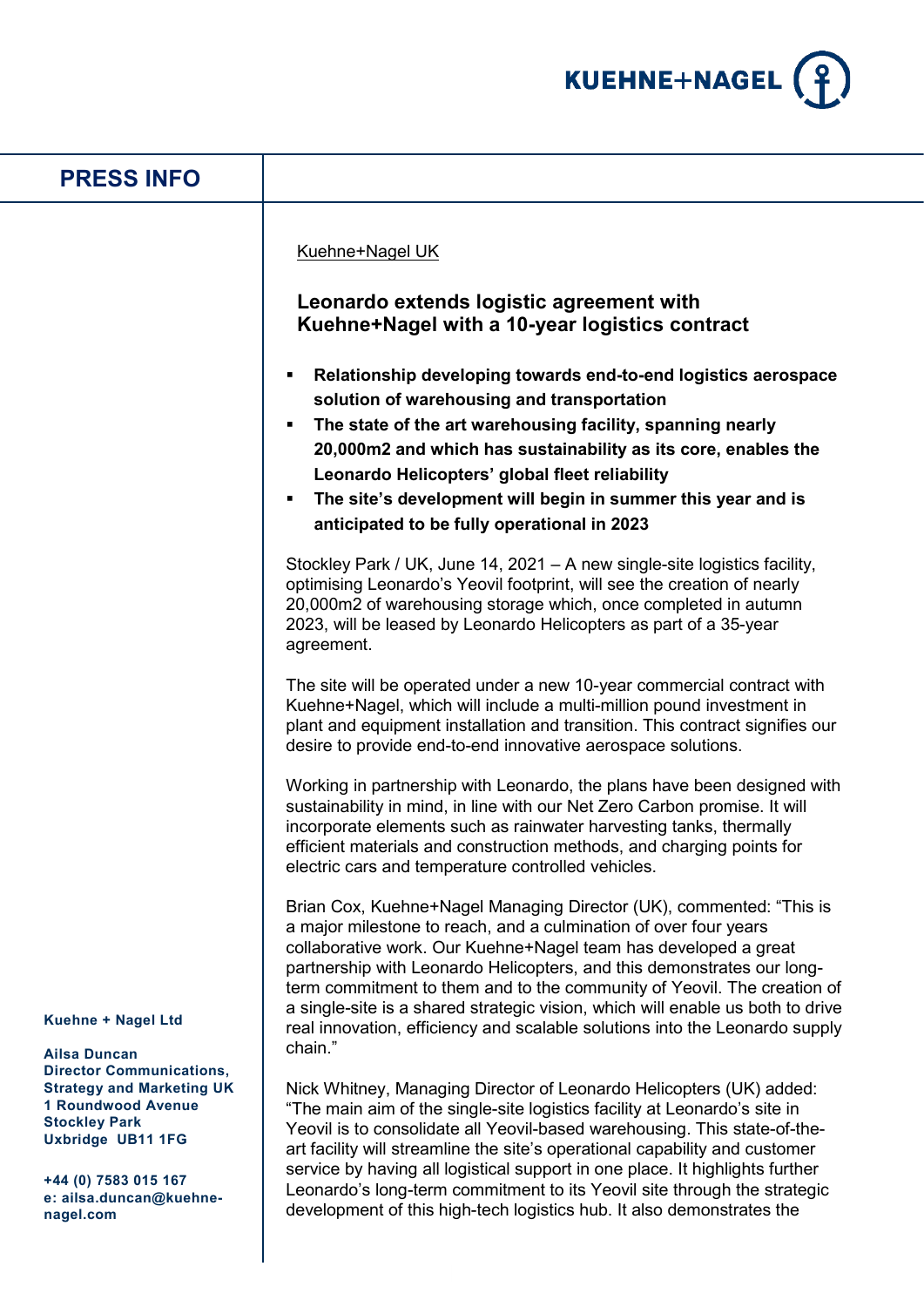# PRESS INFO

Kuehne+Nagel UK

## Leonardo extends logistic agreement with Kuehne+Nagel with a 10-year logistics contract

- **Relationship developing towards end-to-end logistics aerospace solution of warehousing and transportation**
- **The state of the art warehousing facility, spanning nearly 20,000m2 and which has sustainability as its core, enables the Leonardo Helicopters' global fleet reliability**
- **The site's development will begin in summer this year and is anticipated to be fully operational in 2023**

Stockley Park / UK, June 14, 2021 – A new single-site logistics facility, optimising Leonardo's Yeovil footprint, will see the creation of nearly 20,000m2 of warehousing storage which, once completed in autumn 2023, will be leased by Leonardo Helicopters as part of a 35-year agreement.

The site will be operated under a new 10-year commercial contract with Kuehne+Nagel, which will include a multi-million pound investment in plant and equipment installation and transition. This contract signifies our desire to provide end-to-end innovative aerospace solutions.

Working in partnership with Leonardo, the plans have been designed with sustainability in mind, in line with our Net Zero Carbon promise. It will incorporate elements such as rainwater harvesting tanks, thermally efficient materials and construction methods, and charging points for electric cars and temperature controlled vehicles.

Brian Cox, Kuehne+Nagel Managing Director (UK), commented: "This is a major milestone to reach, and a culmination of over four years collaborative work. Our Kuehne+Nagel team has developed a great partnership with Leonardo Helicopters, and this demonstrates our long-term commitment to them and to the community of Yeovil. The creation of a single-site is a shared strategic vision, which will enable us both to drive real innovation, efficiency and scalable solutions into the Leonardo supply chain."

Nick Whitney, Managing Director of Leonardo Helicopters (UK) added: "The main aim of the single-site logistics facility at Leonardo's site in Yeovil is to consolidate all Yeovil-based warehousing. This state-of-the-art facility will streamline the site's operational capability and customer service by having all logistical support in one place. It highlights further Leonardo's long-term commitment to its Yeovil site through the strategic development of this high-tech logistics hub. It also demonstrates the

**Kuehne + Nagel Ltd**

**Ailsa Duncan**
**Director Communications, Strategy and Marketing UK**
**1 Roundwood Avenue**
**Stockley Park**
**Uxbridge UB11 1FG**

**+44 (0) 7583 015 167**
**e: ailsa.duncan@kuehne-nagel.com**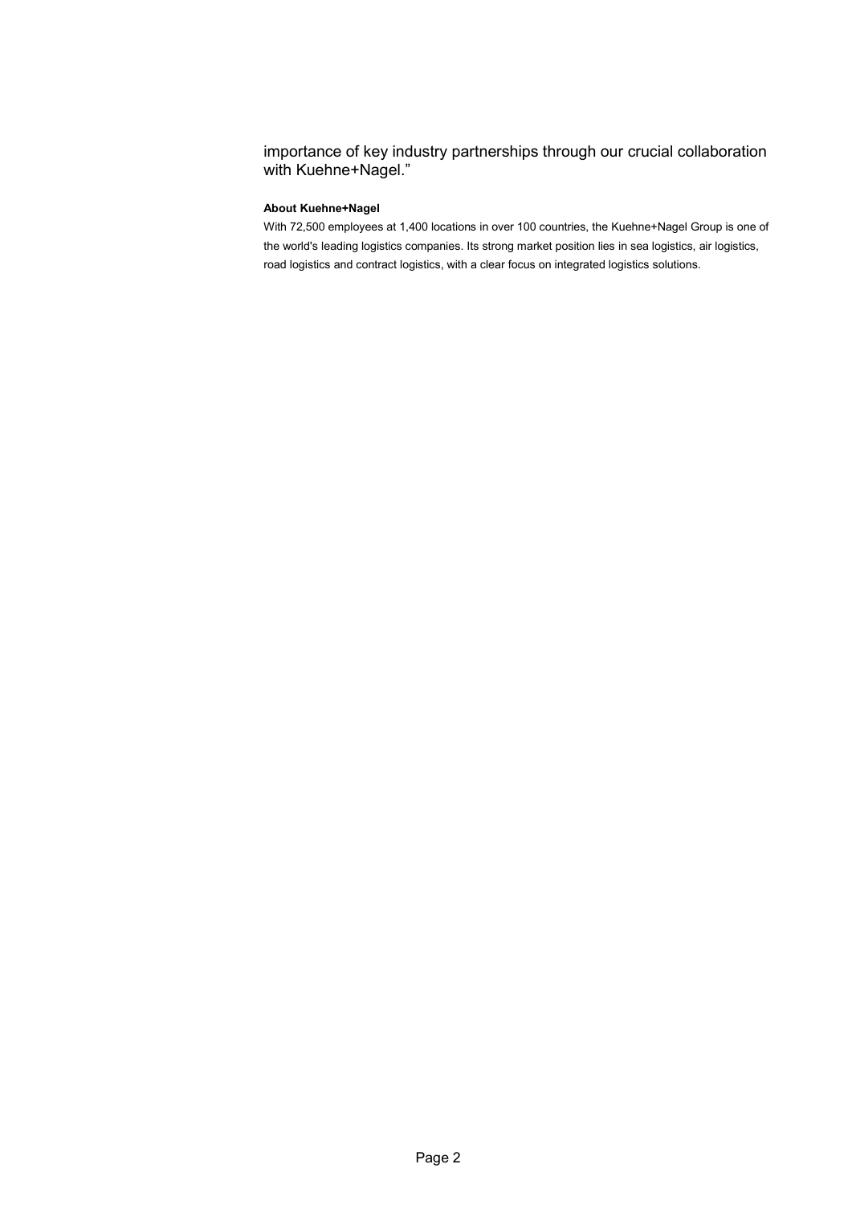importance of key industry partnerships through our crucial collaboration with Kuehne+Nagel.”

**About Kuehne+Nagel**

With 72,500 employees at 1,400 locations in over 100 countries, the Kuehne+Nagel Group is one of the world's leading logistics companies. Its strong market position lies in sea logistics, air logistics, road logistics and contract logistics, with a clear focus on integrated logistics solutions.